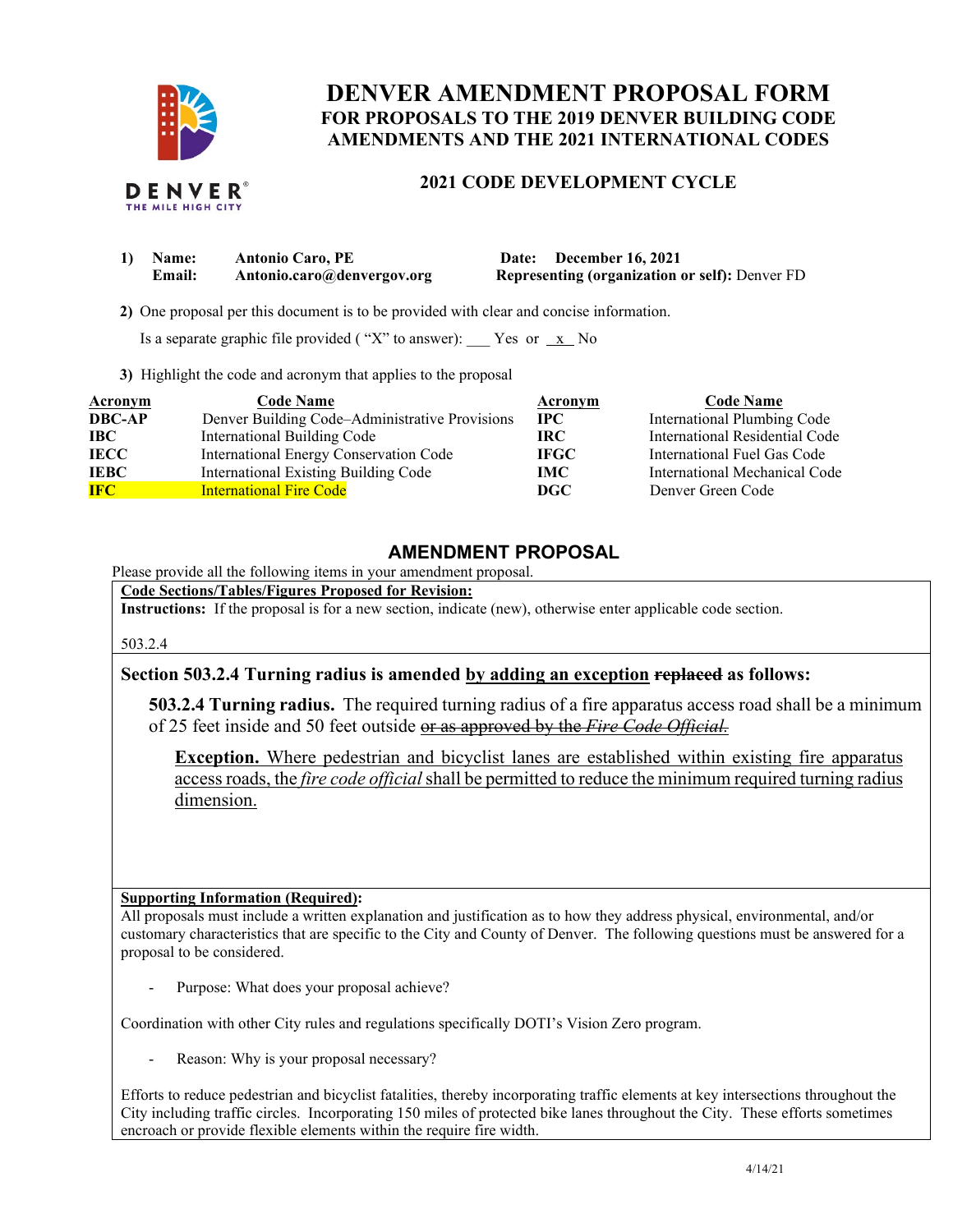# DENVER AMENDMENT PROPOSAL FORM

## FOR PROPOSALS TO THE 2019 DENVER BUILDING CODE AMENDMENTS AND THE 2021 INTERNATIONAL CODES

### 2021 CODE DEVELOPMENT CYCLE

1) **Name:** **Antonio Caro, PE** **Date: December 16, 2021**
   **Email:** **Antonio.caro@denvergov.org** **Representing (organization or self):** Denver FD

2) One proposal per this document is to be provided with clear and concise information.

   Is a separate graphic file provided ( "X" to answer): ___ Yes or _x_ No

3) Highlight the code and acronym that applies to the proposal

| Acronym | Code Name | Acronym | Code Name |
|---|---|---|---|
| **DBC-AP** | Denver Building Code–Administrative Provisions | **IPC** | International Plumbing Code |
| **IBC** | International Building Code | **IRC** | International Residential Code |
| **IECC** | International Energy Conservation Code | **IFGC** | International Fuel Gas Code |
| **IEBC** | International Existing Building Code | **IMC** | International Mechanical Code |
| **IFC** | International Fire Code | **DGC** | Denver Green Code |

## AMENDMENT PROPOSAL

Please provide all the following items in your amendment proposal.

**Code Sections/Tables/Figures Proposed for Revision:**

**Instructions:** If the proposal is for a new section, indicate (new), otherwise enter applicable code section.

503.2.4

**Section 503.2.4 Turning radius is amended <u>by adding an exception</u> ~~replaced~~ as follows:**

**503.2.4 Turning radius.** The required turning radius of a fire apparatus access road shall be a minimum of 25 feet inside and 50 feet outside ~~or as approved by the *Fire Code Official.*~~

**<u>Exception.</u>** <u>Where pedestrian and bicyclist lanes are established within existing fire apparatus access roads, the *fire code official* shall be permitted to reduce the minimum required turning radius dimension.</u>

**Supporting Information (Required):**

All proposals must include a written explanation and justification as to how they address physical, environmental, and/or customary characteristics that are specific to the City and County of Denver. The following questions must be answered for a proposal to be considered.

- Purpose: What does your proposal achieve?

Coordination with other City rules and regulations specifically DOTI's Vision Zero program.

- Reason: Why is your proposal necessary?

Efforts to reduce pedestrian and bicyclist fatalities, thereby incorporating traffic elements at key intersections throughout the City including traffic circles. Incorporating 150 miles of protected bike lanes throughout the City. These efforts sometimes encroach or provide flexible elements within the require fire width.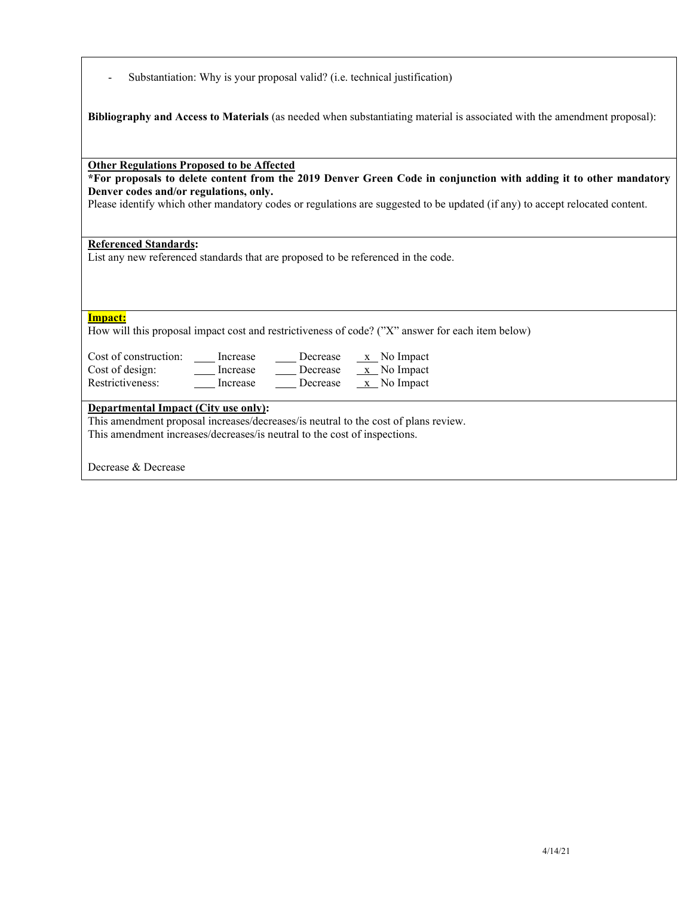- Substantiation: Why is your proposal valid? (i.e. technical justification)

**Bibliography and Access to Materials** (as needed when substantiating material is associated with the amendment proposal):

**Other Regulations Proposed to be Affected**

**\*For proposals to delete content from the 2019 Denver Green Code in conjunction with adding it to other mandatory Denver codes and/or regulations, only.**

Please identify which other mandatory codes or regulations are suggested to be updated (if any) to accept relocated content.

**Referenced Standards:**

List any new referenced standards that are proposed to be referenced in the code.

**Impact:**

How will this proposal impact cost and restrictiveness of code? ("X" answer for each item below)

| | | | |
|---|---|---|---|
| Cost of construction: | ___ Increase | ___ Decrease | _x_ No Impact |
| Cost of design: | ___ Increase | ___ Decrease | _x_ No Impact |
| Restrictiveness: | ___ Increase | ___ Decrease | _x_ No Impact |

**Departmental Impact (City use only):**

This amendment proposal increases/decreases/is neutral to the cost of plans review.
This amendment increases/decreases/is neutral to the cost of inspections.

Decrease & Decrease